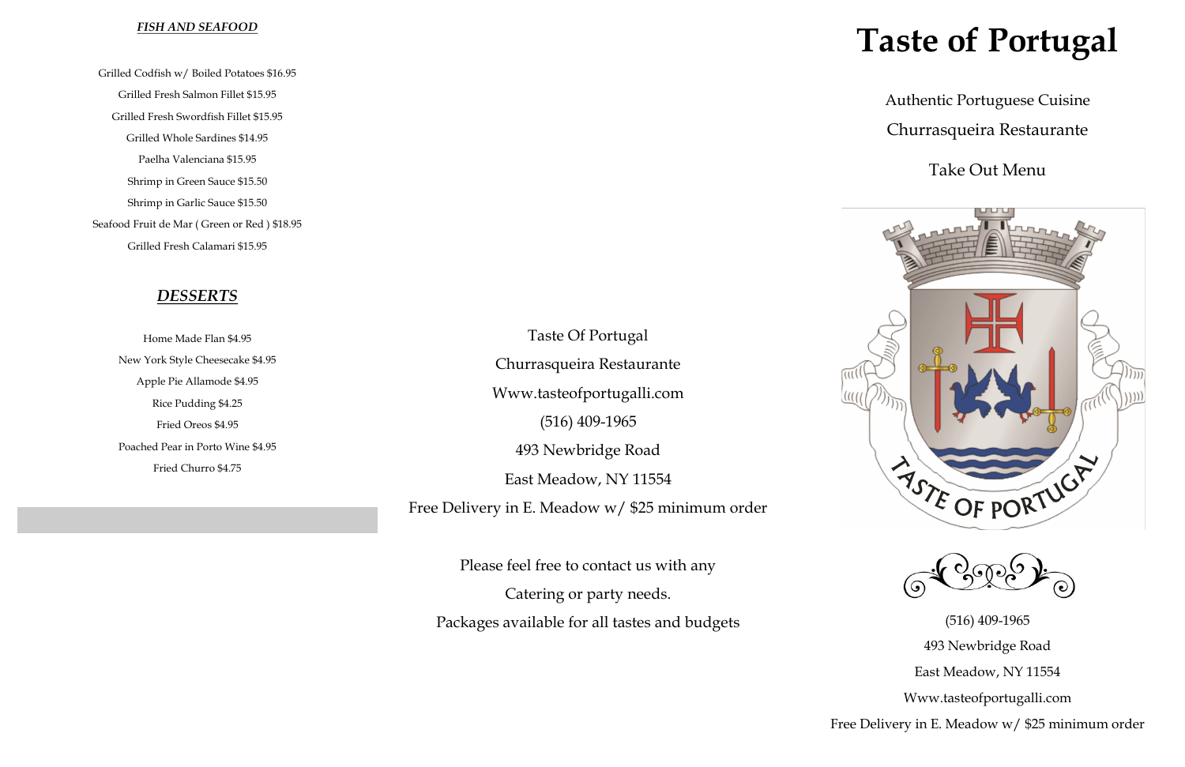### *FISH AND SEAFOOD*

Grilled Codfish w/ Boiled Potatoes $16.95

Grilled Fresh Salmon Fillet $15.95

Grilled Fresh Swordfish Fillet $15.95

Grilled Whole Sardines $14.95

Paelha Valenciana $15.95

Shrimp in Green Sauce $15.50

Shrimp in Garlic Sauce $15.50

Seafood Fruit de Mar ( Green or Red ) $18.95

Grilled Fresh Calamari $15.95

### *DESSERTS*

Home Made Flan $4.95

New York Style Cheesecake $4.95

Apple Pie Allamode $4.95

Rice Pudding $4.25

Fried Oreos $4.95

Poached Pear in Porto Wine $4.95

Fried Churro $4.75

Taste Of Portugal

Churrasqueira Restaurante

Www.tasteofportugalli.com

(516) 409-1965

493 Newbridge Road

East Meadow, NY 11554

Free Delivery in E. Meadow w/ $25 minimum order

Please feel free to contact us with any

Catering or party needs.

Packages available for all tastes and budgets

# Taste of Portugal

Authentic Portuguese Cuisine

Churrasqueira Restaurante

Take Out Menu

TASTE OF PORTUGAL

(516) 409-1965

493 Newbridge Road

East Meadow, NY 11554

Www.tasteofportugalli.com

Free Delivery in E. Meadow w/ $25 minimum order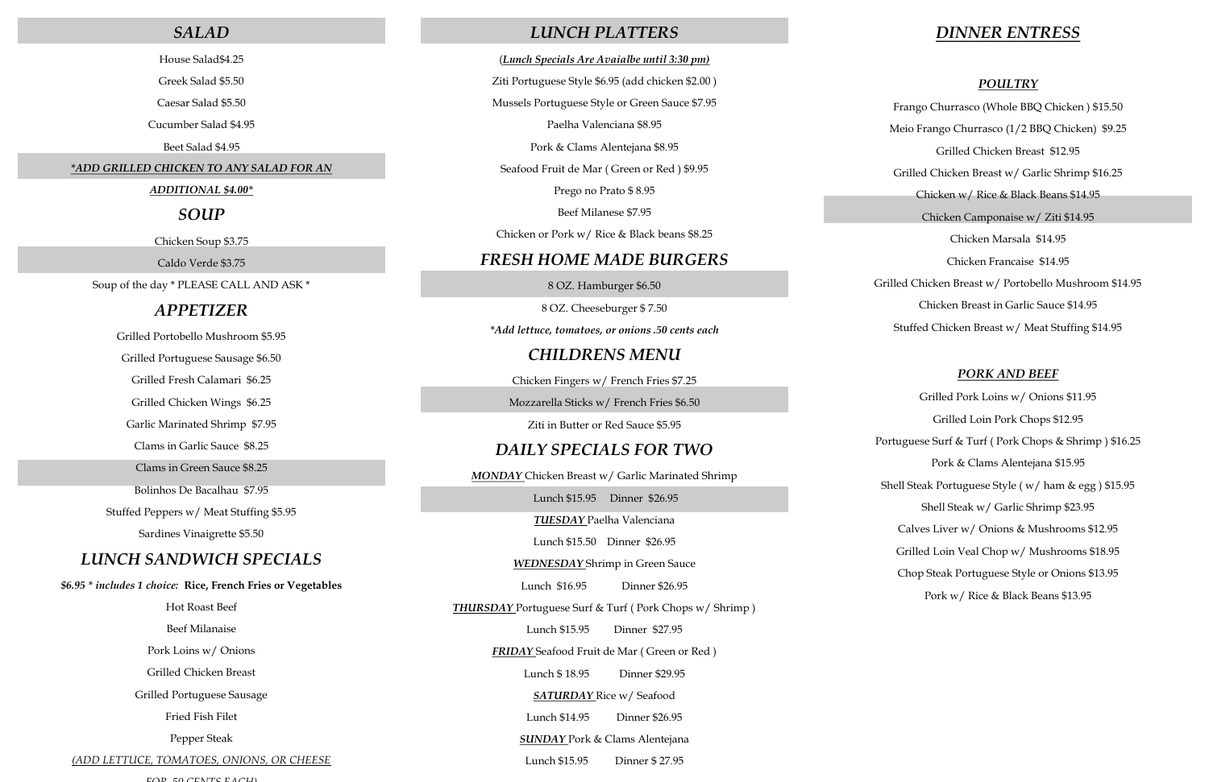## *SALAD*

House Salad$4.25

Greek Salad $5.50

Caesar Salad $5.50

Cucumber Salad $4.95

Beet Salad $4.95

***ADD GRILLED CHICKEN TO ANY SALAD FOR AN ADDITIONAL $4.00***

## *SOUP*

Chicken Soup $3.75

Caldo Verde $3.75

Soup of the day * PLEASE CALL AND ASK *

## *APPETIZER*

Grilled Portobello Mushroom $5.95

Grilled Portuguese Sausage $6.50

Grilled Fresh Calamari $6.25

Grilled Chicken Wings $6.25

Garlic Marinated Shrimp $7.95

Clams in Garlic Sauce $8.25

Clams in Green Sauce $8.25

Bolinhos De Bacalhau $7.95

Stuffed Peppers w/ Meat Stuffing $5.95

Sardines Vinaigrette $5.50

## *LUNCH SANDWICH SPECIALS*

***$6.95 * includes 1 choice:*** **Rice, French Fries or Vegetables**

Hot Roast Beef

Beef Milanaise

Pork Loins w/ Onions

Grilled Chicken Breast

Grilled Portuguese Sausage

Fried Fish Filet

Pepper Steak

*(ADD LETTUCE, TOMATOES, ONIONS, OR CHEESE FOR .50 CENTS EACH)*

## *LUNCH PLATTERS*

*(Lunch Specials Are Avaialbe until 3:30 pm)*

Ziti Portuguese Style $6.95 (add chicken $2.00 )

Mussels Portuguese Style or Green Sauce $7.95

Paelha Valenciana $8.95

Pork & Clams Alentejana $8.95

Seafood Fruit de Mar ( Green or Red ) $9.95

Prego no Prato $ 8.95

Beef Milanese $7.95

Chicken or Pork w/ Rice & Black beans $8.25

## *FRESH HOME MADE BURGERS*

8 OZ. Hamburger $6.50

8 OZ. Cheeseburger $ 7.50

***Add lettuce, tomatoes, or onions .50 cents each***

## *CHILDRENS MENU*

Chicken Fingers w/ French Fries $7.25

Mozzarella Sticks w/ French Fries $6.50

Ziti in Butter or Red Sauce $5.95

## *DAILY SPECIALS FOR TWO*

***MONDAY*** Chicken Breast w/ Garlic Marinated Shrimp

Lunch $15.95 Dinner $26.95

***TUESDAY*** Paelha Valenciana

Lunch $15.50 Dinner $26.95

***WEDNESDAY*** Shrimp in Green Sauce

Lunch $16.95 Dinner $26.95

***THURSDAY*** Portuguese Surf & Turf ( Pork Chops w/ Shrimp )

Lunch $15.95 Dinner $27.95

***FRIDAY*** Seafood Fruit de Mar ( Green or Red )

Lunch $ 18.95 Dinner $29.95

***SATURDAY*** Rice w/ Seafood

Lunch $14.95 Dinner $26.95

***SUNDAY*** Pork & Clams Alentejana

Lunch $15.95 Dinner $ 27.95

## *DINNER ENTRESS*

### *POULTRY*

Frango Churrasco (Whole BBQ Chicken ) $15.50

Meio Frango Churrasco (1/2 BBQ Chicken) $9.25

Grilled Chicken Breast $12.95

Grilled Chicken Breast w/ Garlic Shrimp $16.25

Chicken w/ Rice & Black Beans $14.95

Chicken Camponaise w/ Ziti $14.95

Chicken Marsala $14.95

Chicken Francaise $14.95

Grilled Chicken Breast w/ Portobello Mushroom $14.95

Chicken Breast in Garlic Sauce $14.95

Stuffed Chicken Breast w/ Meat Stuffing $14.95

### *PORK AND BEEF*

Grilled Pork Loins w/ Onions $11.95

Grilled Loin Pork Chops $12.95

Portuguese Surf & Turf ( Pork Chops & Shrimp ) $16.25

Pork & Clams Alentejana $15.95

Shell Steak Portuguese Style ( w/ ham & egg ) $15.95

Shell Steak w/ Garlic Shrimp $23.95

Calves Liver w/ Onions & Mushrooms $12.95

Grilled Loin Veal Chop w/ Mushrooms $18.95

Chop Steak Portuguese Style or Onions $13.95

Pork w/ Rice & Black Beans $13.95